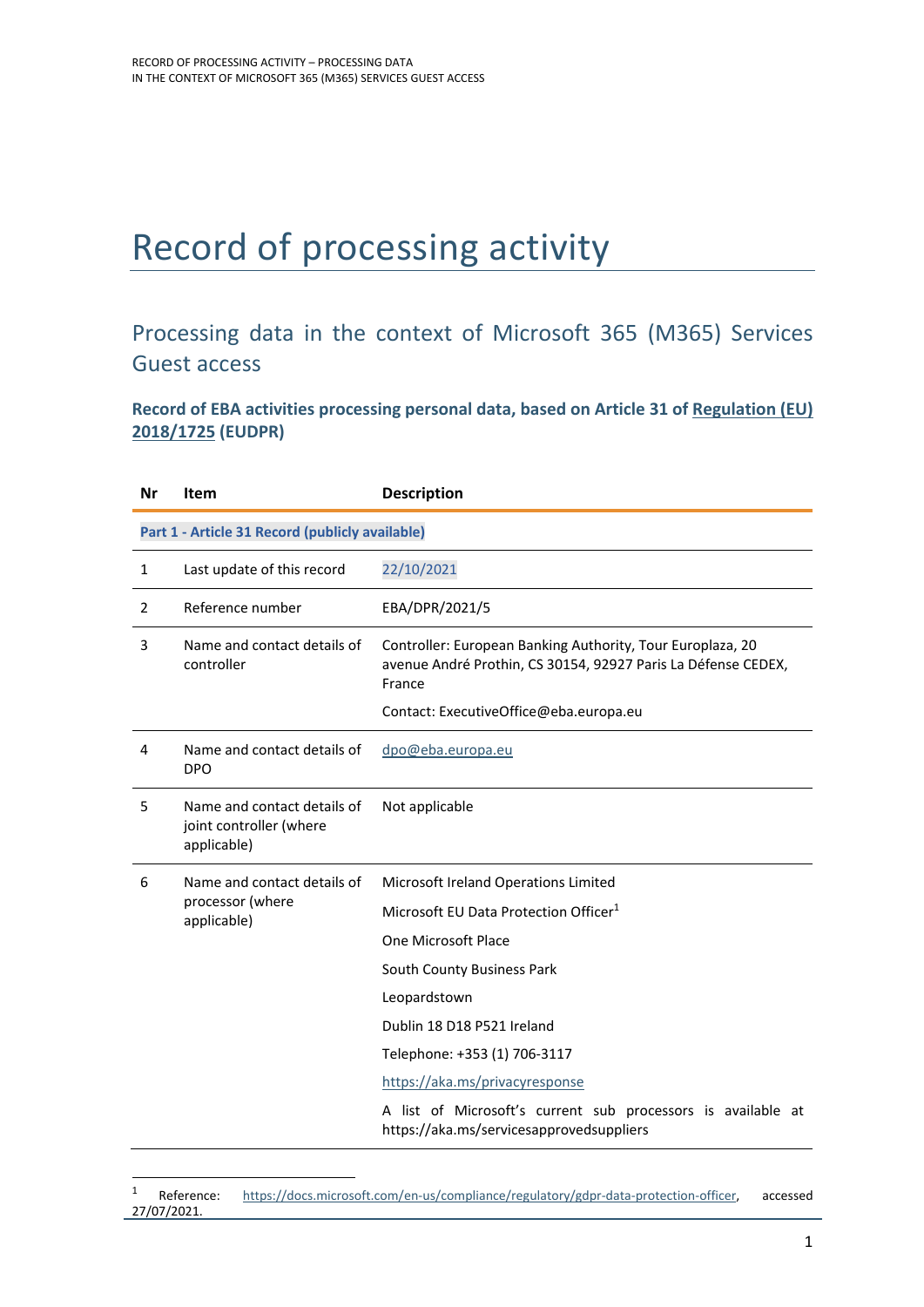# Record of processing activity

## Processing data in the context of Microsoft 365 (M365) Services Guest access

### Record of EBA activities processing personal data, based on Article 31 of Regulation (EU) 2018/1725 (EUDPR)

| Nr | Item | Description |
|---|---|---|
| **Part 1 - Article 31 Record (publicly available)** | | |
| 1 | Last update of this record | 22/10/2021 |
| 2 | Reference number | EBA/DPR/2021/5 |
| 3 | Name and contact details of controller | Controller: European Banking Authority, Tour Europlaza, 20 avenue André Prothin, CS 30154, 92927 Paris La Défense CEDEX, France<br><br>Contact: ExecutiveOffice@eba.europa.eu |
| 4 | Name and contact details of DPO | dpo@eba.europa.eu |
| 5 | Name and contact details of joint controller (where applicable) | Not applicable |
| 6 | Name and contact details of processor (where applicable) | Microsoft Ireland Operations Limited<br><br>Microsoft EU Data Protection Officer[1]<br><br>One Microsoft Place<br><br>South County Business Park<br><br>Leopardstown<br><br>Dublin 18 D18 P521 Ireland<br><br>Telephone: +353 (1) 706-3117<br><br>https://aka.ms/privacyresponse<br><br>A list of Microsoft's current sub processors is available at https://aka.ms/servicesapprovedsuppliers |

[1] Reference: https://docs.microsoft.com/en-us/compliance/regulatory/gdpr-data-protection-officer, accessed 27/07/2021.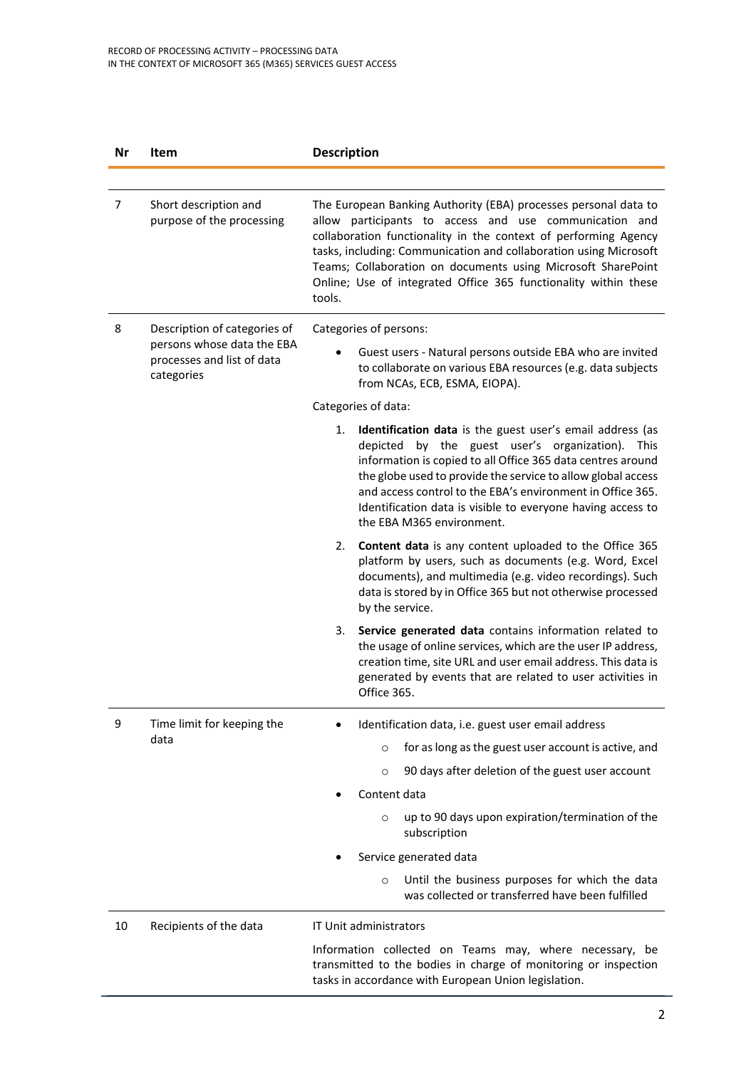| Nr | Item | Description |
|---|---|---|
| 7 | Short description and purpose of the processing | The European Banking Authority (EBA) processes personal data to allow participants to access and use communication and collaboration functionality in the context of performing Agency tasks, including: Communication and collaboration using Microsoft Teams; Collaboration on documents using Microsoft SharePoint Online; Use of integrated Office 365 functionality within these tools. |
| 8 | Description of categories of persons whose data the EBA processes and list of data categories | Categories of persons:<br><br>• Guest users - Natural persons outside EBA who are invited to collaborate on various EBA resources (e.g. data subjects from NCAs, ECB, ESMA, EIOPA).<br><br>Categories of data:<br><br>1. **Identification data** is the guest user's email address (as depicted by the guest user's organization). This information is copied to all Office 365 data centres around the globe used to provide the service to allow global access and access control to the EBA's environment in Office 365. Identification data is visible to everyone having access to the EBA M365 environment.<br><br>2. **Content data** is any content uploaded to the Office 365 platform by users, such as documents (e.g. Word, Excel documents), and multimedia (e.g. video recordings). Such data is stored by in Office 365 but not otherwise processed by the service.<br><br>3. **Service generated data** contains information related to the usage of online services, which are the user IP address, creation time, site URL and user email address. This data is generated by events that are related to user activities in Office 365. |
| 9 | Time limit for keeping the data | • Identification data, i.e. guest user email address<br>  ○ for as long as the guest user account is active, and<br>  ○ 90 days after deletion of the guest user account<br>• Content data<br>  ○ up to 90 days upon expiration/termination of the subscription<br>• Service generated data<br>  ○ Until the business purposes for which the data was collected or transferred have been fulfilled |
| 10 | Recipients of the data | IT Unit administrators<br><br>Information collected on Teams may, where necessary, be transmitted to the bodies in charge of monitoring or inspection tasks in accordance with European Union legislation. |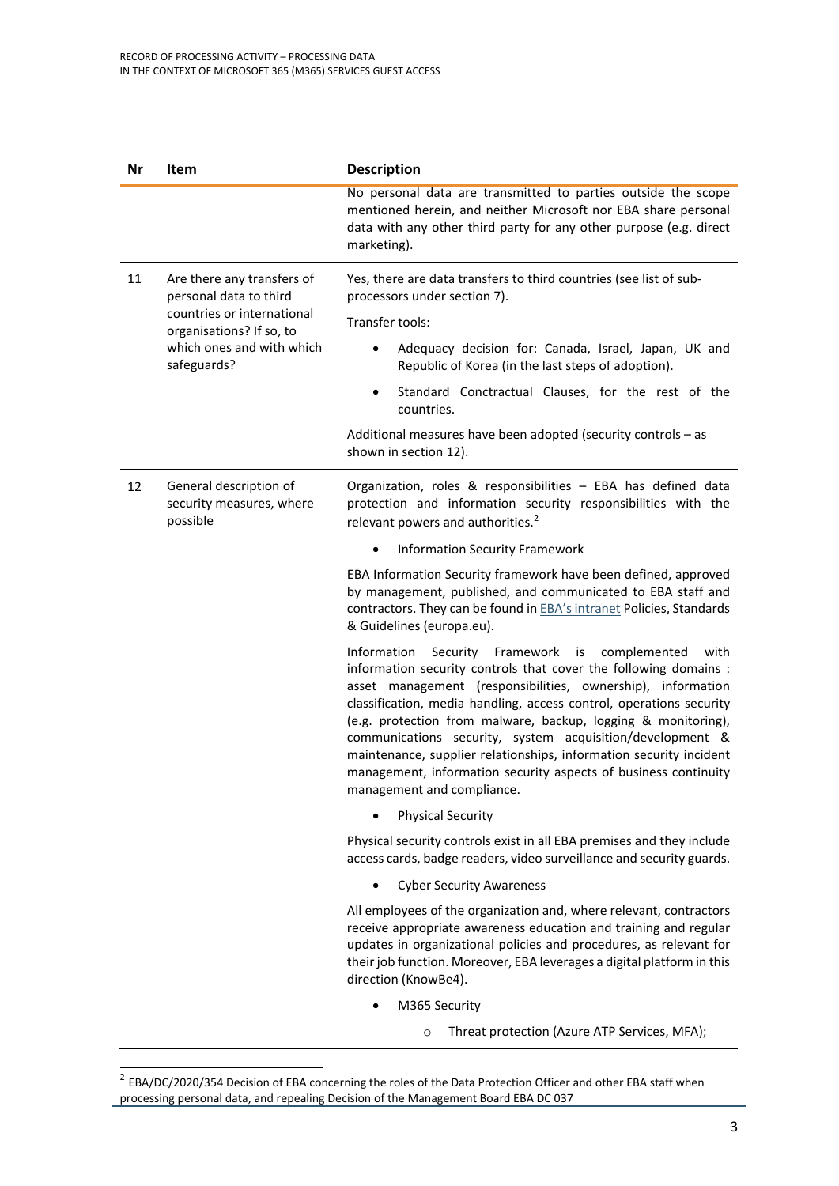| Nr | Item | Description |
|---|---|---|
| | | No personal data are transmitted to parties outside the scope mentioned herein, and neither Microsoft nor EBA share personal data with any other third party for any other purpose (e.g. direct marketing). |
| 11 | Are there any transfers of personal data to third countries or international organisations? If so, to which ones and with which safeguards? | Yes, there are data transfers to third countries (see list of sub-processors under section 7).<br><br>Transfer tools:<br><br>• Adequacy decision for: Canada, Israel, Japan, UK and Republic of Korea (in the last steps of adoption).<br><br>• Standard Conctractual Clauses, for the rest of the countries.<br><br>Additional measures have been adopted (security controls – as shown in section 12). |
| 12 | General description of security measures, where possible | Organization, roles & responsibilities – EBA has defined data protection and information security responsibilities with the relevant powers and authorities.[2]<br><br>• Information Security Framework<br><br>EBA Information Security framework have been defined, approved by management, published, and communicated to EBA staff and contractors. They can be found in EBA's intranet Policies, Standards & Guidelines (europa.eu).<br><br>Information Security Framework is complemented with information security controls that cover the following domains : asset management (responsibilities, ownership), information classification, media handling, access control, operations security (e.g. protection from malware, backup, logging & monitoring), communications security, system acquisition/development & maintenance, supplier relationships, information security incident management, information security aspects of business continuity management and compliance.<br><br>• Physical Security<br><br>Physical security controls exist in all EBA premises and they include access cards, badge readers, video surveillance and security guards.<br><br>• Cyber Security Awareness<br><br>All employees of the organization and, where relevant, contractors receive appropriate awareness education and training and regular updates in organizational policies and procedures, as relevant for their job function. Moreover, EBA leverages a digital platform in this direction (KnowBe4).<br><br>• M365 Security<br><br>  ○ Threat protection (Azure ATP Services, MFA); |

[2] EBA/DC/2020/354 Decision of EBA concerning the roles of the Data Protection Officer and other EBA staff when processing personal data, and repealing Decision of the Management Board EBA DC 037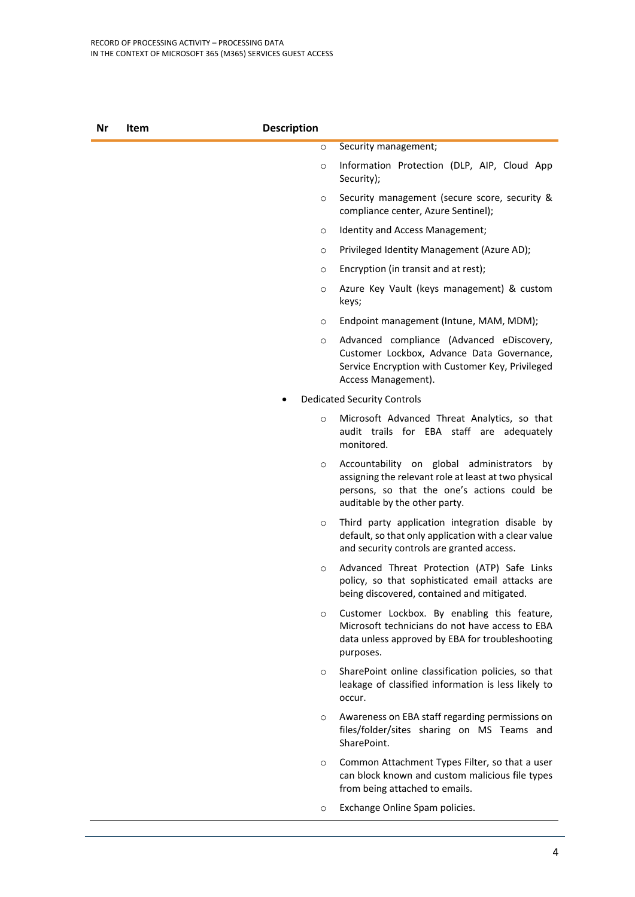| Nr | Item | Description |
|---|---|---|
| | | ◦ Security management;<br>◦ Information Protection (DLP, AIP, Cloud App Security);<br>◦ Security management (secure score, security & compliance center, Azure Sentinel);<br>◦ Identity and Access Management;<br>◦ Privileged Identity Management (Azure AD);<br>◦ Encryption (in transit and at rest);<br>◦ Azure Key Vault (keys management) & custom keys;<br>◦ Endpoint management (Intune, MAM, MDM);<br>◦ Advanced compliance (Advanced eDiscovery, Customer Lockbox, Advance Data Governance, Service Encryption with Customer Key, Privileged Access Management).<br>• Dedicated Security Controls<br>◦ Microsoft Advanced Threat Analytics, so that audit trails for EBA staff are adequately monitored.<br>◦ Accountability on global administrators by assigning the relevant role at least at two physical persons, so that the one's actions could be auditable by the other party.<br>◦ Third party application integration disable by default, so that only application with a clear value and security controls are granted access.<br>◦ Advanced Threat Protection (ATP) Safe Links policy, so that sophisticated email attacks are being discovered, contained and mitigated.<br>◦ Customer Lockbox. By enabling this feature, Microsoft technicians do not have access to EBA data unless approved by EBA for troubleshooting purposes.<br>◦ SharePoint online classification policies, so that leakage of classified information is less likely to occur.<br>◦ Awareness on EBA staff regarding permissions on files/folder/sites sharing on MS Teams and SharePoint.<br>◦ Common Attachment Types Filter, so that a user can block known and custom malicious file types from being attached to emails.<br>◦ Exchange Online Spam policies. |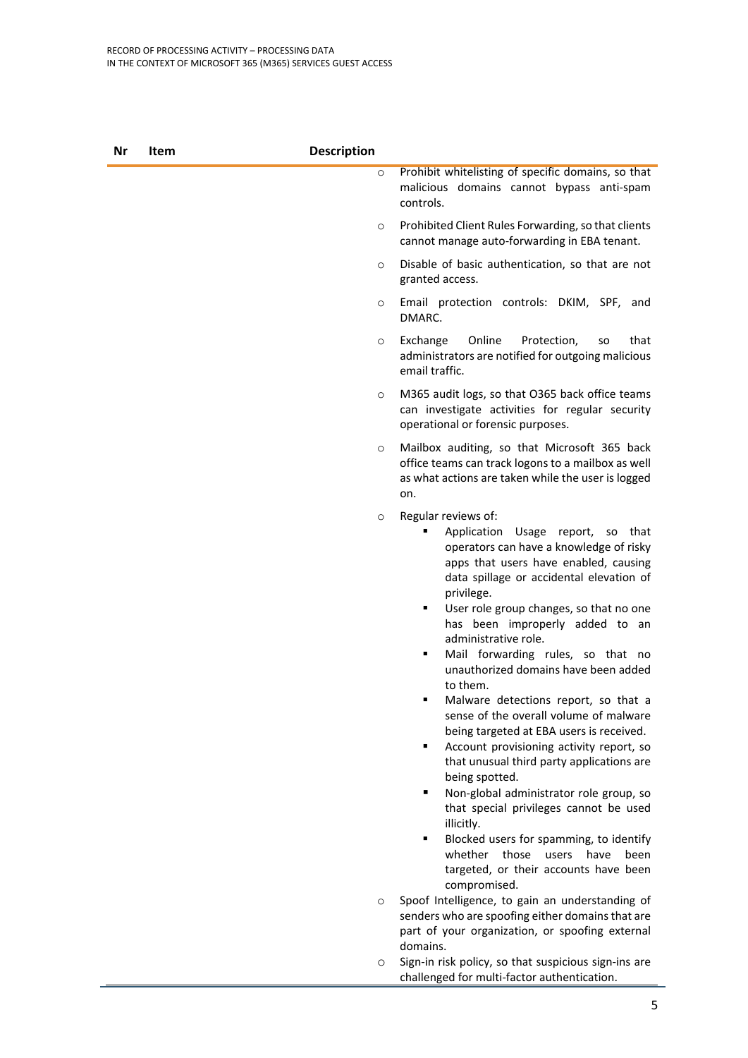| Nr | Item | Description |
|---|---|---|
| | | ◦ Prohibit whitelisting of specific domains, so that malicious domains cannot bypass anti-spam controls.<br><br>◦ Prohibited Client Rules Forwarding, so that clients cannot manage auto-forwarding in EBA tenant.<br><br>◦ Disable of basic authentication, so that are not granted access.<br><br>◦ Email protection controls: DKIM, SPF, and DMARC.<br><br>◦ Exchange Online Protection, so that administrators are notified for outgoing malicious email traffic.<br><br>◦ M365 audit logs, so that O365 back office teams can investigate activities for regular security operational or forensic purposes.<br><br>◦ Mailbox auditing, so that Microsoft 365 back office teams can track logons to a mailbox as well as what actions are taken while the user is logged on.<br><br>◦ Regular reviews of:<br>▪ Application Usage report, so that operators can have a knowledge of risky apps that users have enabled, causing data spillage or accidental elevation of privilege.<br>▪ User role group changes, so that no one has been improperly added to an administrative role.<br>▪ Mail forwarding rules, so that no unauthorized domains have been added to them.<br>▪ Malware detections report, so that a sense of the overall volume of malware being targeted at EBA users is received.<br>▪ Account provisioning activity report, so that unusual third party applications are being spotted.<br>▪ Non-global administrator role group, so that special privileges cannot be used illicitly.<br>▪ Blocked users for spamming, to identify whether those users have been targeted, or their accounts have been compromised.<br><br>◦ Spoof Intelligence, to gain an understanding of senders who are spoofing either domains that are part of your organization, or spoofing external domains.<br><br>◦ Sign-in risk policy, so that suspicious sign-ins are challenged for multi-factor authentication. |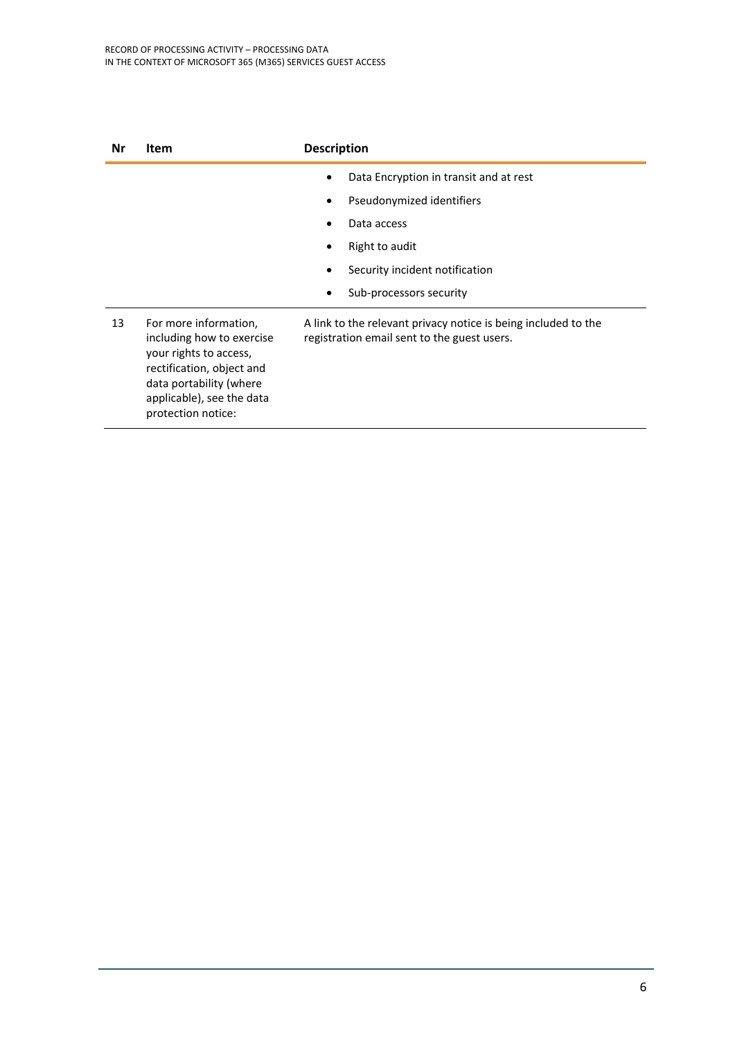| Nr | Item | Description |
|---|---|---|
| | | • Data Encryption in transit and at rest<br>• Pseudonymized identifiers<br>• Data access<br>• Right to audit<br>• Security incident notification<br>• Sub-processors security |
| 13 | For more information, including how to exercise your rights to access, rectification, object and data portability (where applicable), see the data protection notice: | A link to the relevant privacy notice is being included to the registration email sent to the guest users. |